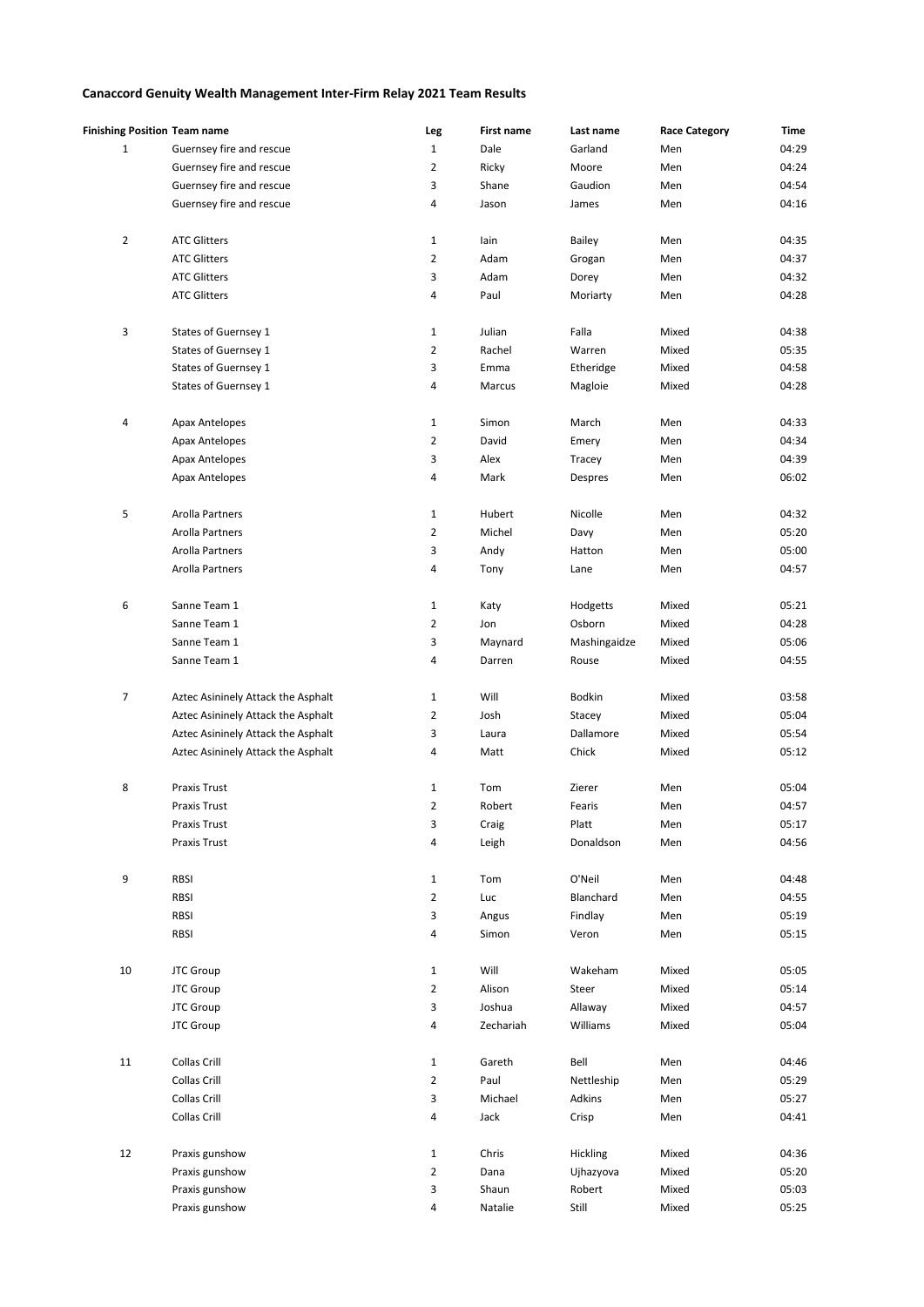# Canaccord Genuity Wealth Management Inter-Firm Relay 2021 Team Results

| Finishing Position | Team name | Leg | First name | Last name | Race Category | Time |
|---|---|---|---|---|---|---|
| 1 | Guernsey fire and rescue | 1 | Dale | Garland | Men | 04:29 |
| | Guernsey fire and rescue | 2 | Ricky | Moore | Men | 04:24 |
| | Guernsey fire and rescue | 3 | Shane | Gaudion | Men | 04:54 |
| | Guernsey fire and rescue | 4 | Jason | James | Men | 04:16 |
| 2 | ATC Glitters | 1 | Iain | Bailey | Men | 04:35 |
| | ATC Glitters | 2 | Adam | Grogan | Men | 04:37 |
| | ATC Glitters | 3 | Adam | Dorey | Men | 04:32 |
| | ATC Glitters | 4 | Paul | Moriarty | Men | 04:28 |
| 3 | States of Guernsey 1 | 1 | Julian | Falla | Mixed | 04:38 |
| | States of Guernsey 1 | 2 | Rachel | Warren | Mixed | 05:35 |
| | States of Guernsey 1 | 3 | Emma | Etheridge | Mixed | 04:58 |
| | States of Guernsey 1 | 4 | Marcus | Magloie | Mixed | 04:28 |
| 4 | Apax Antelopes | 1 | Simon | March | Men | 04:33 |
| | Apax Antelopes | 2 | David | Emery | Men | 04:34 |
| | Apax Antelopes | 3 | Alex | Tracey | Men | 04:39 |
| | Apax Antelopes | 4 | Mark | Despres | Men | 06:02 |
| 5 | Arolla Partners | 1 | Hubert | Nicolle | Men | 04:32 |
| | Arolla Partners | 2 | Michel | Davy | Men | 05:20 |
| | Arolla Partners | 3 | Andy | Hatton | Men | 05:00 |
| | Arolla Partners | 4 | Tony | Lane | Men | 04:57 |
| 6 | Sanne Team 1 | 1 | Katy | Hodgetts | Mixed | 05:21 |
| | Sanne Team 1 | 2 | Jon | Osborn | Mixed | 04:28 |
| | Sanne Team 1 | 3 | Maynard | Mashingaidze | Mixed | 05:06 |
| | Sanne Team 1 | 4 | Darren | Rouse | Mixed | 04:55 |
| 7 | Aztec Asininely Attack the Asphalt | 1 | Will | Bodkin | Mixed | 03:58 |
| | Aztec Asininely Attack the Asphalt | 2 | Josh | Stacey | Mixed | 05:04 |
| | Aztec Asininely Attack the Asphalt | 3 | Laura | Dallamore | Mixed | 05:54 |
| | Aztec Asininely Attack the Asphalt | 4 | Matt | Chick | Mixed | 05:12 |
| 8 | Praxis Trust | 1 | Tom | Zierer | Men | 05:04 |
| | Praxis Trust | 2 | Robert | Fearis | Men | 04:57 |
| | Praxis Trust | 3 | Craig | Platt | Men | 05:17 |
| | Praxis Trust | 4 | Leigh | Donaldson | Men | 04:56 |
| 9 | RBSI | 1 | Tom | O'Neil | Men | 04:48 |
| | RBSI | 2 | Luc | Blanchard | Men | 04:55 |
| | RBSI | 3 | Angus | Findlay | Men | 05:19 |
| | RBSI | 4 | Simon | Veron | Men | 05:15 |
| 10 | JTC Group | 1 | Will | Wakeham | Mixed | 05:05 |
| | JTC Group | 2 | Alison | Steer | Mixed | 05:14 |
| | JTC Group | 3 | Joshua | Allaway | Mixed | 04:57 |
| | JTC Group | 4 | Zechariah | Williams | Mixed | 05:04 |
| 11 | Collas Crill | 1 | Gareth | Bell | Men | 04:46 |
| | Collas Crill | 2 | Paul | Nettleship | Men | 05:29 |
| | Collas Crill | 3 | Michael | Adkins | Men | 05:27 |
| | Collas Crill | 4 | Jack | Crisp | Men | 04:41 |
| 12 | Praxis gunshow | 1 | Chris | Hickling | Mixed | 04:36 |
| | Praxis gunshow | 2 | Dana | Ujhazyova | Mixed | 05:20 |
| | Praxis gunshow | 3 | Shaun | Robert | Mixed | 05:03 |
| | Praxis gunshow | 4 | Natalie | Still | Mixed | 05:25 |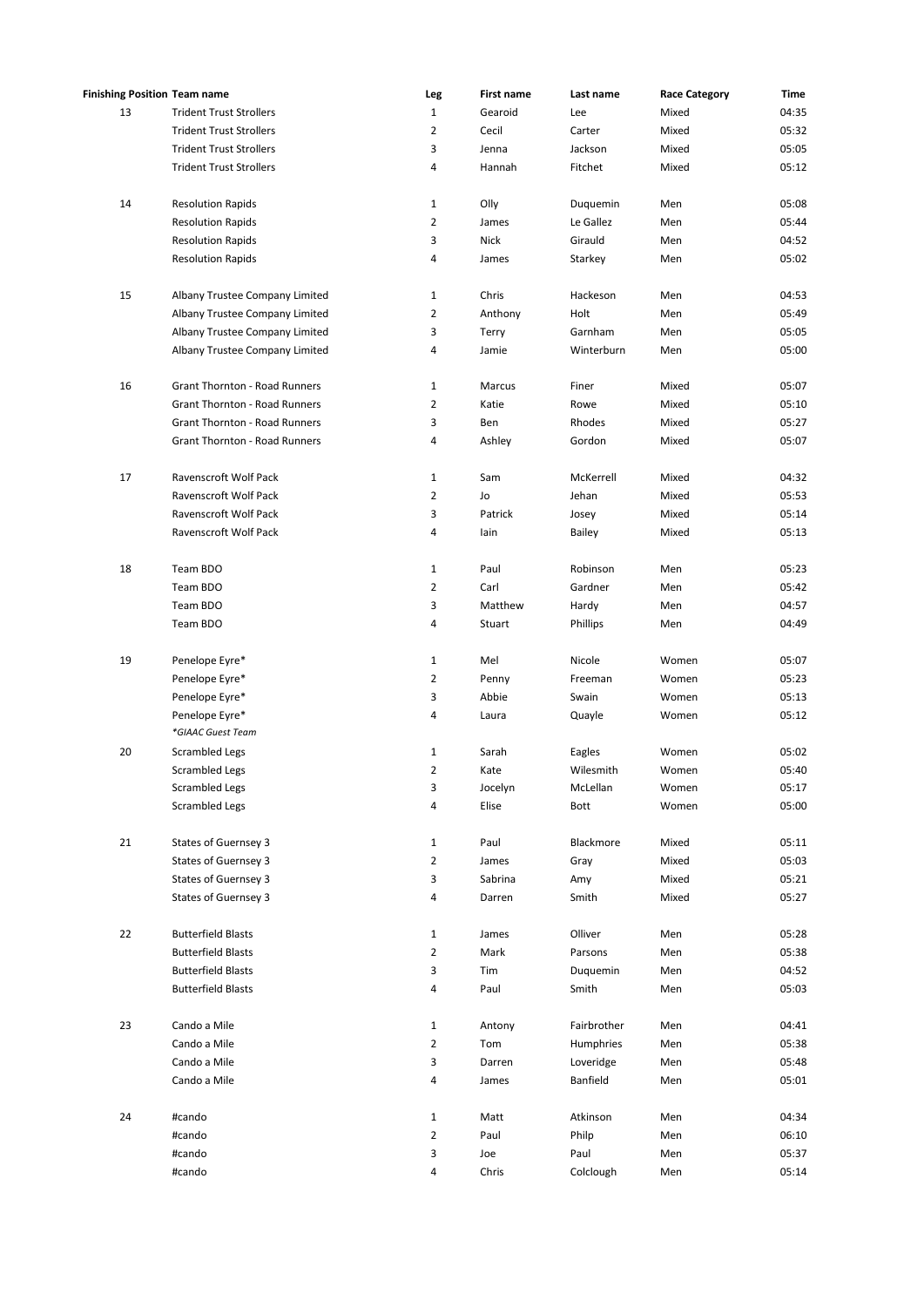| Finishing Position | Team name | Leg | First name | Last name | Race Category | Time |
|---|---|---|---|---|---|---|
| 13 | Trident Trust Strollers | 1 | Gearoid | Lee | Mixed | 04:35 |
| | Trident Trust Strollers | 2 | Cecil | Carter | Mixed | 05:32 |
| | Trident Trust Strollers | 3 | Jenna | Jackson | Mixed | 05:05 |
| | Trident Trust Strollers | 4 | Hannah | Fitchet | Mixed | 05:12 |
| 14 | Resolution Rapids | 1 | Olly | Duquemin | Men | 05:08 |
| | Resolution Rapids | 2 | James | Le Gallez | Men | 05:44 |
| | Resolution Rapids | 3 | Nick | Girauld | Men | 04:52 |
| | Resolution Rapids | 4 | James | Starkey | Men | 05:02 |
| 15 | Albany Trustee Company Limited | 1 | Chris | Hackeson | Men | 04:53 |
| | Albany Trustee Company Limited | 2 | Anthony | Holt | Men | 05:49 |
| | Albany Trustee Company Limited | 3 | Terry | Garnham | Men | 05:05 |
| | Albany Trustee Company Limited | 4 | Jamie | Winterburn | Men | 05:00 |
| 16 | Grant Thornton - Road Runners | 1 | Marcus | Finer | Mixed | 05:07 |
| | Grant Thornton - Road Runners | 2 | Katie | Rowe | Mixed | 05:10 |
| | Grant Thornton - Road Runners | 3 | Ben | Rhodes | Mixed | 05:27 |
| | Grant Thornton - Road Runners | 4 | Ashley | Gordon | Mixed | 05:07 |
| 17 | Ravenscroft Wolf Pack | 1 | Sam | McKerrell | Mixed | 04:32 |
| | Ravenscroft Wolf Pack | 2 | Jo | Jehan | Mixed | 05:53 |
| | Ravenscroft Wolf Pack | 3 | Patrick | Josey | Mixed | 05:14 |
| | Ravenscroft Wolf Pack | 4 | Iain | Bailey | Mixed | 05:13 |
| 18 | Team BDO | 1 | Paul | Robinson | Men | 05:23 |
| | Team BDO | 2 | Carl | Gardner | Men | 05:42 |
| | Team BDO | 3 | Matthew | Hardy | Men | 04:57 |
| | Team BDO | 4 | Stuart | Phillips | Men | 04:49 |
| 19 | Penelope Eyre* | 1 | Mel | Nicole | Women | 05:07 |
| | Penelope Eyre* | 2 | Penny | Freeman | Women | 05:23 |
| | Penelope Eyre* | 3 | Abbie | Swain | Women | 05:13 |
| | Penelope Eyre* | 4 | Laura | Quayle | Women | 05:12 |
| | *\*GIAAC Guest Team* | | | | | |
| 20 | Scrambled Legs | 1 | Sarah | Eagles | Women | 05:02 |
| | Scrambled Legs | 2 | Kate | Wilesmith | Women | 05:40 |
| | Scrambled Legs | 3 | Jocelyn | McLellan | Women | 05:17 |
| | Scrambled Legs | 4 | Elise | Bott | Women | 05:00 |
| 21 | States of Guernsey 3 | 1 | Paul | Blackmore | Mixed | 05:11 |
| | States of Guernsey 3 | 2 | James | Gray | Mixed | 05:03 |
| | States of Guernsey 3 | 3 | Sabrina | Amy | Mixed | 05:21 |
| | States of Guernsey 3 | 4 | Darren | Smith | Mixed | 05:27 |
| 22 | Butterfield Blasts | 1 | James | Olliver | Men | 05:28 |
| | Butterfield Blasts | 2 | Mark | Parsons | Men | 05:38 |
| | Butterfield Blasts | 3 | Tim | Duquemin | Men | 04:52 |
| | Butterfield Blasts | 4 | Paul | Smith | Men | 05:03 |
| 23 | Cando a Mile | 1 | Antony | Fairbrother | Men | 04:41 |
| | Cando a Mile | 2 | Tom | Humphries | Men | 05:38 |
| | Cando a Mile | 3 | Darren | Loveridge | Men | 05:48 |
| | Cando a Mile | 4 | James | Banfield | Men | 05:01 |
| 24 | #cando | 1 | Matt | Atkinson | Men | 04:34 |
| | #cando | 2 | Paul | Philp | Men | 06:10 |
| | #cando | 3 | Joe | Paul | Men | 05:37 |
| | #cando | 4 | Chris | Colclough | Men | 05:14 |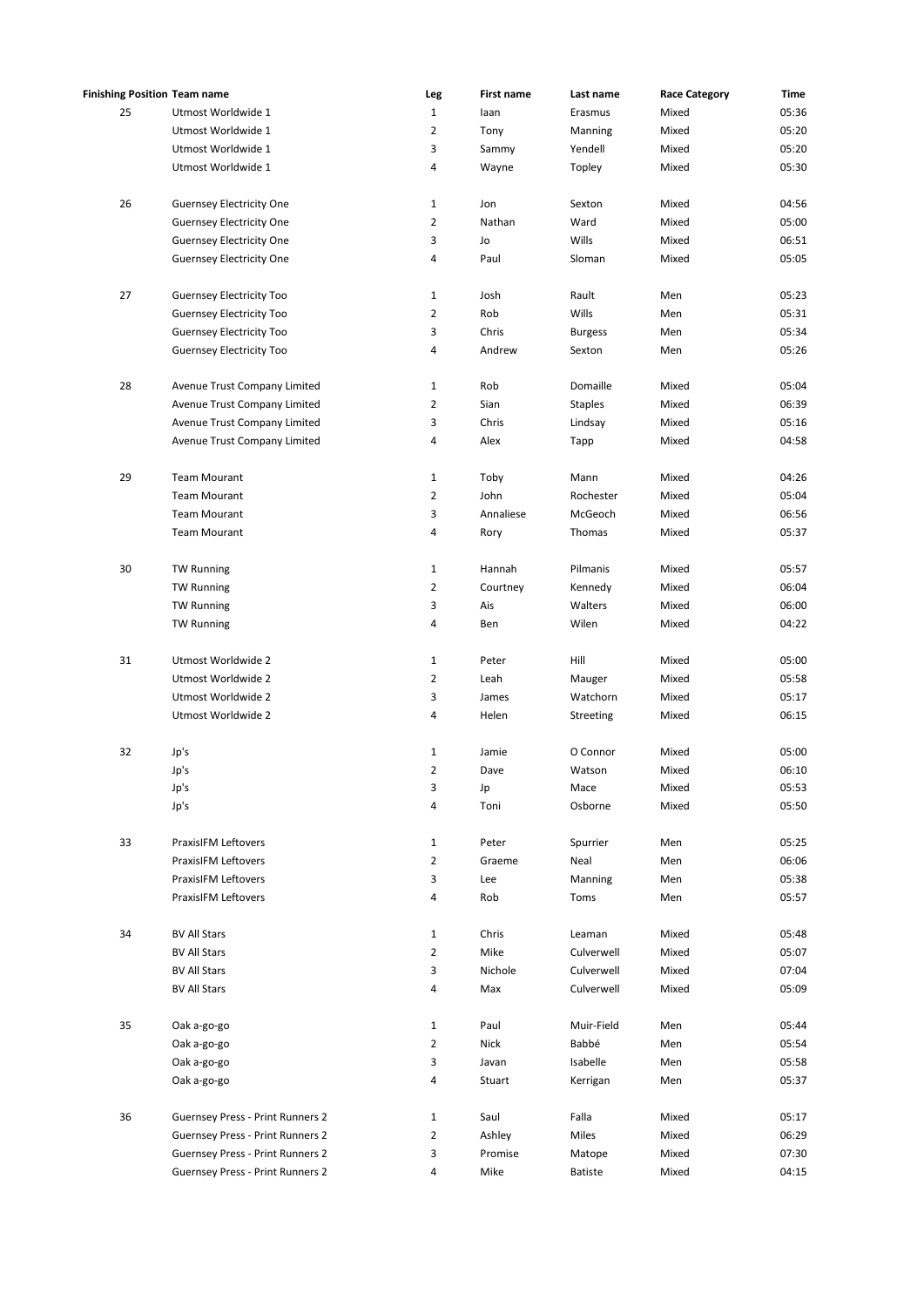| Finishing Position | Team name | Leg | First name | Last name | Race Category | Time |
|---|---|---|---|---|---|---|
| 25 | Utmost Worldwide 1 | 1 | Iaan | Erasmus | Mixed | 05:36 |
| | Utmost Worldwide 1 | 2 | Tony | Manning | Mixed | 05:20 |
| | Utmost Worldwide 1 | 3 | Sammy | Yendell | Mixed | 05:20 |
| | Utmost Worldwide 1 | 4 | Wayne | Topley | Mixed | 05:30 |
| 26 | Guernsey Electricity One | 1 | Jon | Sexton | Mixed | 04:56 |
| | Guernsey Electricity One | 2 | Nathan | Ward | Mixed | 05:00 |
| | Guernsey Electricity One | 3 | Jo | Wills | Mixed | 06:51 |
| | Guernsey Electricity One | 4 | Paul | Sloman | Mixed | 05:05 |
| 27 | Guernsey Electricity Too | 1 | Josh | Rault | Men | 05:23 |
| | Guernsey Electricity Too | 2 | Rob | Wills | Men | 05:31 |
| | Guernsey Electricity Too | 3 | Chris | Burgess | Men | 05:34 |
| | Guernsey Electricity Too | 4 | Andrew | Sexton | Men | 05:26 |
| 28 | Avenue Trust Company Limited | 1 | Rob | Domaille | Mixed | 05:04 |
| | Avenue Trust Company Limited | 2 | Sian | Staples | Mixed | 06:39 |
| | Avenue Trust Company Limited | 3 | Chris | Lindsay | Mixed | 05:16 |
| | Avenue Trust Company Limited | 4 | Alex | Tapp | Mixed | 04:58 |
| 29 | Team Mourant | 1 | Toby | Mann | Mixed | 04:26 |
| | Team Mourant | 2 | John | Rochester | Mixed | 05:04 |
| | Team Mourant | 3 | Annaliese | McGeoch | Mixed | 06:56 |
| | Team Mourant | 4 | Rory | Thomas | Mixed | 05:37 |
| 30 | TW Running | 1 | Hannah | Pilmanis | Mixed | 05:57 |
| | TW Running | 2 | Courtney | Kennedy | Mixed | 06:04 |
| | TW Running | 3 | Ais | Walters | Mixed | 06:00 |
| | TW Running | 4 | Ben | Wilen | Mixed | 04:22 |
| 31 | Utmost Worldwide 2 | 1 | Peter | Hill | Mixed | 05:00 |
| | Utmost Worldwide 2 | 2 | Leah | Mauger | Mixed | 05:58 |
| | Utmost Worldwide 2 | 3 | James | Watchorn | Mixed | 05:17 |
| | Utmost Worldwide 2 | 4 | Helen | Streeting | Mixed | 06:15 |
| 32 | Jp's | 1 | Jamie | O Connor | Mixed | 05:00 |
| | Jp's | 2 | Dave | Watson | Mixed | 06:10 |
| | Jp's | 3 | Jp | Mace | Mixed | 05:53 |
| | Jp's | 4 | Toni | Osborne | Mixed | 05:50 |
| 33 | PraxisIFM Leftovers | 1 | Peter | Spurrier | Men | 05:25 |
| | PraxisIFM Leftovers | 2 | Graeme | Neal | Men | 06:06 |
| | PraxisIFM Leftovers | 3 | Lee | Manning | Men | 05:38 |
| | PraxisIFM Leftovers | 4 | Rob | Toms | Men | 05:57 |
| 34 | BV All Stars | 1 | Chris | Leaman | Mixed | 05:48 |
| | BV All Stars | 2 | Mike | Culverwell | Mixed | 05:07 |
| | BV All Stars | 3 | Nichole | Culverwell | Mixed | 07:04 |
| | BV All Stars | 4 | Max | Culverwell | Mixed | 05:09 |
| 35 | Oak a-go-go | 1 | Paul | Muir-Field | Men | 05:44 |
| | Oak a-go-go | 2 | Nick | Babbé | Men | 05:54 |
| | Oak a-go-go | 3 | Javan | Isabelle | Men | 05:58 |
| | Oak a-go-go | 4 | Stuart | Kerrigan | Men | 05:37 |
| 36 | Guernsey Press - Print Runners 2 | 1 | Saul | Falla | Mixed | 05:17 |
| | Guernsey Press - Print Runners 2 | 2 | Ashley | Miles | Mixed | 06:29 |
| | Guernsey Press - Print Runners 2 | 3 | Promise | Matope | Mixed | 07:30 |
| | Guernsey Press - Print Runners 2 | 4 | Mike | Batiste | Mixed | 04:15 |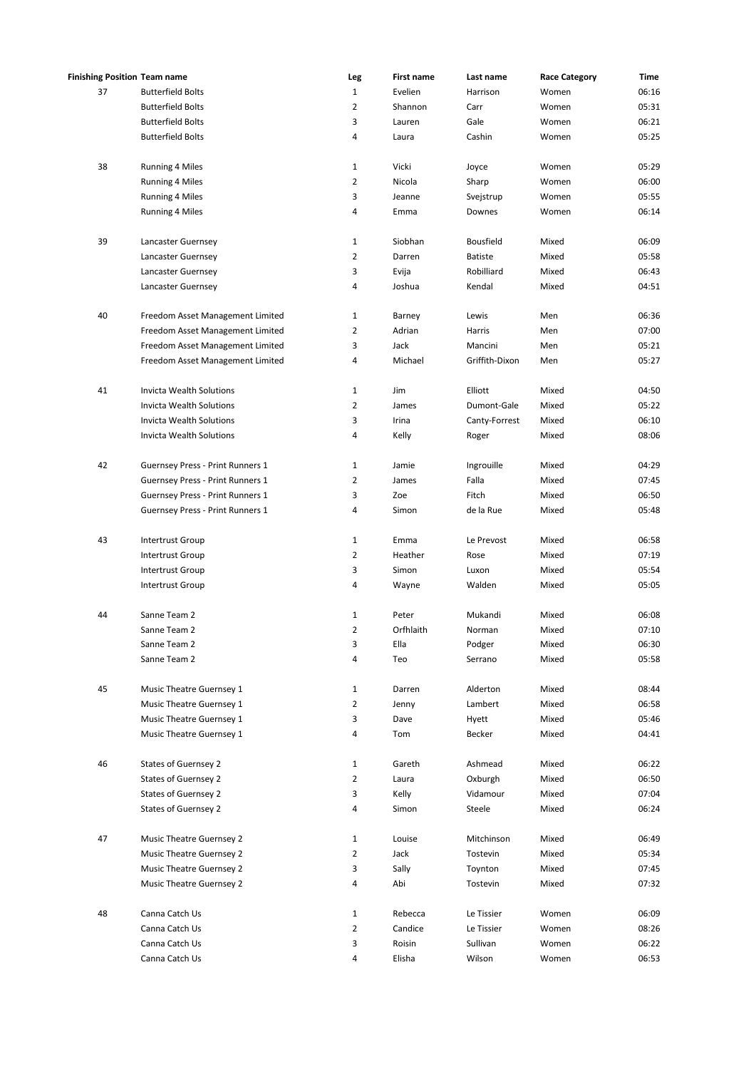| Finishing Position | Team name | Leg | First name | Last name | Race Category | Time |
|---|---|---|---|---|---|---|
| 37 | Butterfield Bolts | 1 | Evelien | Harrison | Women | 06:16 |
| | Butterfield Bolts | 2 | Shannon | Carr | Women | 05:31 |
| | Butterfield Bolts | 3 | Lauren | Gale | Women | 06:21 |
| | Butterfield Bolts | 4 | Laura | Cashin | Women | 05:25 |
| 38 | Running 4 Miles | 1 | Vicki | Joyce | Women | 05:29 |
| | Running 4 Miles | 2 | Nicola | Sharp | Women | 06:00 |
| | Running 4 Miles | 3 | Jeanne | Svejstrup | Women | 05:55 |
| | Running 4 Miles | 4 | Emma | Downes | Women | 06:14 |
| 39 | Lancaster Guernsey | 1 | Siobhan | Bousfield | Mixed | 06:09 |
| | Lancaster Guernsey | 2 | Darren | Batiste | Mixed | 05:58 |
| | Lancaster Guernsey | 3 | Evija | Robilliard | Mixed | 06:43 |
| | Lancaster Guernsey | 4 | Joshua | Kendal | Mixed | 04:51 |
| 40 | Freedom Asset Management Limited | 1 | Barney | Lewis | Men | 06:36 |
| | Freedom Asset Management Limited | 2 | Adrian | Harris | Men | 07:00 |
| | Freedom Asset Management Limited | 3 | Jack | Mancini | Men | 05:21 |
| | Freedom Asset Management Limited | 4 | Michael | Griffith-Dixon | Men | 05:27 |
| 41 | Invicta Wealth Solutions | 1 | Jim | Elliott | Mixed | 04:50 |
| | Invicta Wealth Solutions | 2 | James | Dumont-Gale | Mixed | 05:22 |
| | Invicta Wealth Solutions | 3 | Irina | Canty-Forrest | Mixed | 06:10 |
| | Invicta Wealth Solutions | 4 | Kelly | Roger | Mixed | 08:06 |
| 42 | Guernsey Press - Print Runners 1 | 1 | Jamie | Ingrouille | Mixed | 04:29 |
| | Guernsey Press - Print Runners 1 | 2 | James | Falla | Mixed | 07:45 |
| | Guernsey Press - Print Runners 1 | 3 | Zoe | Fitch | Mixed | 06:50 |
| | Guernsey Press - Print Runners 1 | 4 | Simon | de la Rue | Mixed | 05:48 |
| 43 | Intertrust Group | 1 | Emma | Le Prevost | Mixed | 06:58 |
| | Intertrust Group | 2 | Heather | Rose | Mixed | 07:19 |
| | Intertrust Group | 3 | Simon | Luxon | Mixed | 05:54 |
| | Intertrust Group | 4 | Wayne | Walden | Mixed | 05:05 |
| 44 | Sanne Team 2 | 1 | Peter | Mukandi | Mixed | 06:08 |
| | Sanne Team 2 | 2 | Orfhlaith | Norman | Mixed | 07:10 |
| | Sanne Team 2 | 3 | Ella | Podger | Mixed | 06:30 |
| | Sanne Team 2 | 4 | Teo | Serrano | Mixed | 05:58 |
| 45 | Music Theatre Guernsey 1 | 1 | Darren | Alderton | Mixed | 08:44 |
| | Music Theatre Guernsey 1 | 2 | Jenny | Lambert | Mixed | 06:58 |
| | Music Theatre Guernsey 1 | 3 | Dave | Hyett | Mixed | 05:46 |
| | Music Theatre Guernsey 1 | 4 | Tom | Becker | Mixed | 04:41 |
| 46 | States of Guernsey 2 | 1 | Gareth | Ashmead | Mixed | 06:22 |
| | States of Guernsey 2 | 2 | Laura | Oxburgh | Mixed | 06:50 |
| | States of Guernsey 2 | 3 | Kelly | Vidamour | Mixed | 07:04 |
| | States of Guernsey 2 | 4 | Simon | Steele | Mixed | 06:24 |
| 47 | Music Theatre Guernsey 2 | 1 | Louise | Mitchinson | Mixed | 06:49 |
| | Music Theatre Guernsey 2 | 2 | Jack | Tostevin | Mixed | 05:34 |
| | Music Theatre Guernsey 2 | 3 | Sally | Toynton | Mixed | 07:45 |
| | Music Theatre Guernsey 2 | 4 | Abi | Tostevin | Mixed | 07:32 |
| 48 | Canna Catch Us | 1 | Rebecca | Le Tissier | Women | 06:09 |
| | Canna Catch Us | 2 | Candice | Le Tissier | Women | 08:26 |
| | Canna Catch Us | 3 | Roisin | Sullivan | Women | 06:22 |
| | Canna Catch Us | 4 | Elisha | Wilson | Women | 06:53 |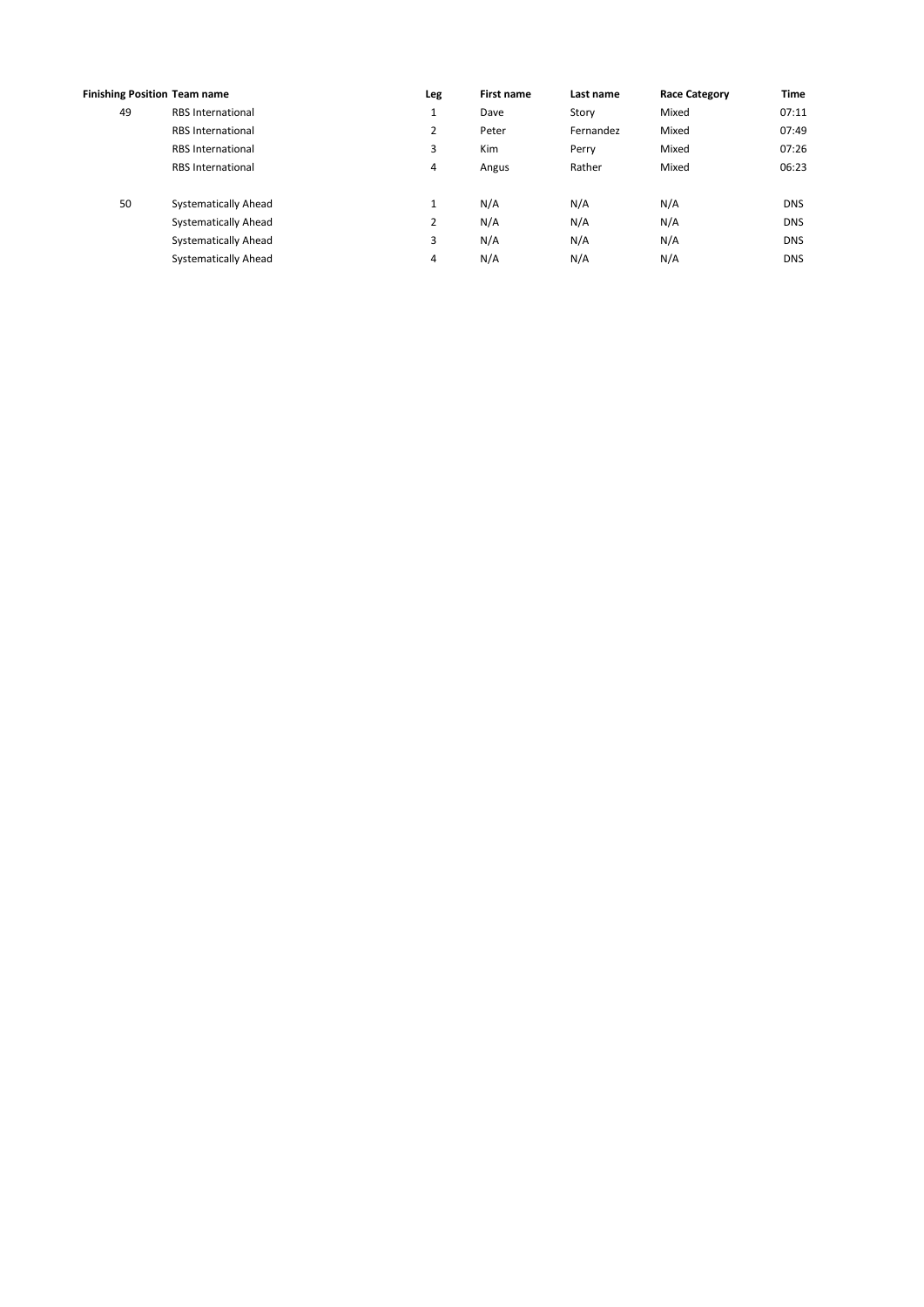| Finishing Position | Team name | Leg | First name | Last name | Race Category | Time |
|---|---|---|---|---|---|---|
| 49 | RBS International | 1 | Dave | Story | Mixed | 07:11 |
| | RBS International | 2 | Peter | Fernandez | Mixed | 07:49 |
| | RBS International | 3 | Kim | Perry | Mixed | 07:26 |
| | RBS International | 4 | Angus | Rather | Mixed | 06:23 |
| | | | | | | |
| 50 | Systematically Ahead | 1 | N/A | N/A | N/A | DNS |
| | Systematically Ahead | 2 | N/A | N/A | N/A | DNS |
| | Systematically Ahead | 3 | N/A | N/A | N/A | DNS |
| | Systematically Ahead | 4 | N/A | N/A | N/A | DNS |